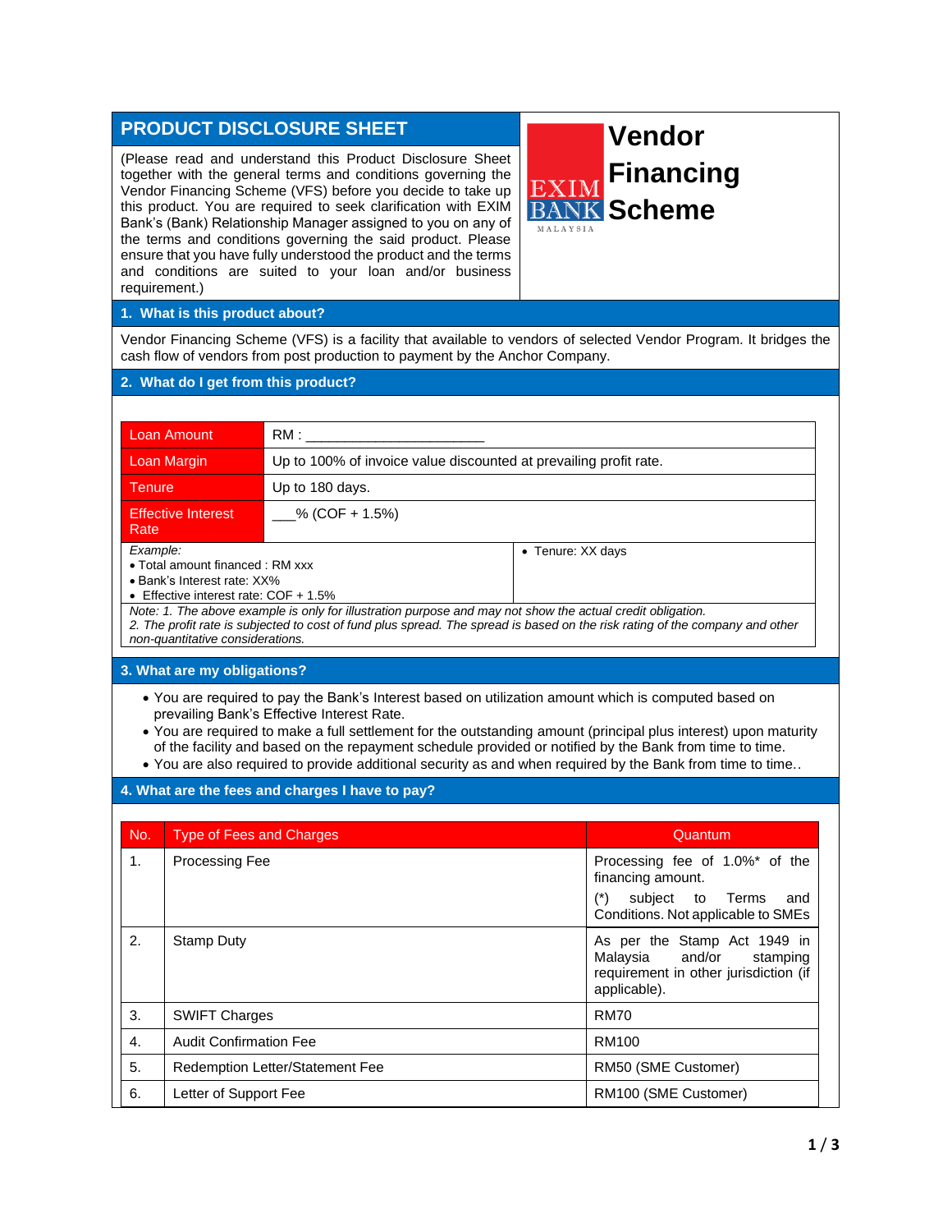# PRODUCT DISCLOSURE SHEET

# Vendor Financing Scheme

(Please read and understand this Product Disclosure Sheet together with the general terms and conditions governing the Vendor Financing Scheme (VFS) before you decide to take up this product. You are required to seek clarification with EXIM Bank's (Bank) Relationship Manager assigned to you on any of the terms and conditions governing the said product. Please ensure that you have fully understood the product and the terms and conditions are suited to your loan and/or business requirement.)

EXIM BANK MALAYSIA

## 1. What is this product about?

Vendor Financing Scheme (VFS) is a facility that available to vendors of selected Vendor Program. It bridges the cash flow of vendors from post production to payment by the Anchor Company.

## 2. What do I get from this product?

| | |
|---|---|
| Loan Amount | RM : ______________________ |
| Loan Margin | Up to 100% of invoice value discounted at prevailing profit rate. |
| Tenure | Up to 180 days. |
| Effective Interest Rate | ___% (COF + 1.5%) |

*Example:*
- Total amount financed : RM xxx
- Bank's Interest rate: XX%
- Effective interest rate: COF + 1.5%
- Tenure: XX days

*Note: 1. The above example is only for illustration purpose and may not show the actual credit obligation.*
*2. The profit rate is subjected to cost of fund plus spread. The spread is based on the risk rating of the company and other non-quantitative considerations.*

## 3. What are my obligations?

- You are required to pay the Bank's Interest based on utilization amount which is computed based on prevailing Bank's Effective Interest Rate.
- You are required to make a full settlement for the outstanding amount (principal plus interest) upon maturity of the facility and based on the repayment schedule provided or notified by the Bank from time to time.
- You are also required to provide additional security as and when required by the Bank from time to time..

## 4. What are the fees and charges I have to pay?

| No. | Type of Fees and Charges | Quantum |
|---|---|---|
| 1. | Processing Fee | Processing fee of 1.0%* of the financing amount. (*) subject to Terms and Conditions. Not applicable to SMEs |
| 2. | Stamp Duty | As per the Stamp Act 1949 in Malaysia and/or stamping requirement in other jurisdiction (if applicable). |
| 3. | SWIFT Charges | RM70 |
| 4. | Audit Confirmation Fee | RM100 |
| 5. | Redemption Letter/Statement Fee | RM50 (SME Customer) |
| 6. | Letter of Support Fee | RM100 (SME Customer) |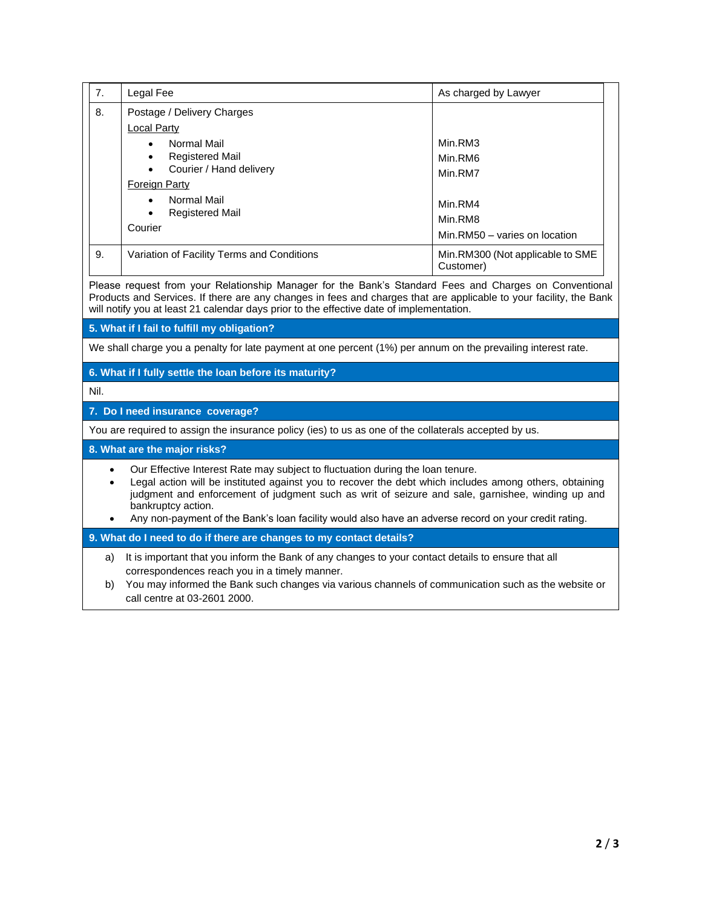| | | |
|---|---|---|
| 7. | Legal Fee | As charged by Lawyer |
| 8. | Postage / Delivery Charges<br>Local Party<br>• Normal Mail<br>• Registered Mail<br>• Courier / Hand delivery<br>Foreign Party<br>• Normal Mail<br>• Registered Mail<br>Courier | <br><br>Min.RM3<br>Min.RM6<br>Min.RM7<br><br>Min.RM4<br>Min.RM8<br>Min.RM50 – varies on location |
| 9. | Variation of Facility Terms and Conditions | Min.RM300 (Not applicable to SME Customer) |

Please request from your Relationship Manager for the Bank's Standard Fees and Charges on Conventional Products and Services. If there are any changes in fees and charges that are applicable to your facility, the Bank will notify you at least 21 calendar days prior to the effective date of implementation.

### 5. What if I fail to fulfill my obligation?

We shall charge you a penalty for late payment at one percent (1%) per annum on the prevailing interest rate.

### 6. What if I fully settle the loan before its maturity?

Nil.

### 7. Do I need insurance coverage?

You are required to assign the insurance policy (ies) to us as one of the collaterals accepted by us.

### 8. What are the major risks?

- Our Effective Interest Rate may subject to fluctuation during the loan tenure.
- Legal action will be instituted against you to recover the debt which includes among others, obtaining judgment and enforcement of judgment such as writ of seizure and sale, garnishee, winding up and bankruptcy action.
- Any non-payment of the Bank's loan facility would also have an adverse record on your credit rating.

### 9. What do I need to do if there are changes to my contact details?

a) It is important that you inform the Bank of any changes to your contact details to ensure that all correspondences reach you in a timely manner.

b) You may informed the Bank such changes via various channels of communication such as the website or call centre at 03-2601 2000.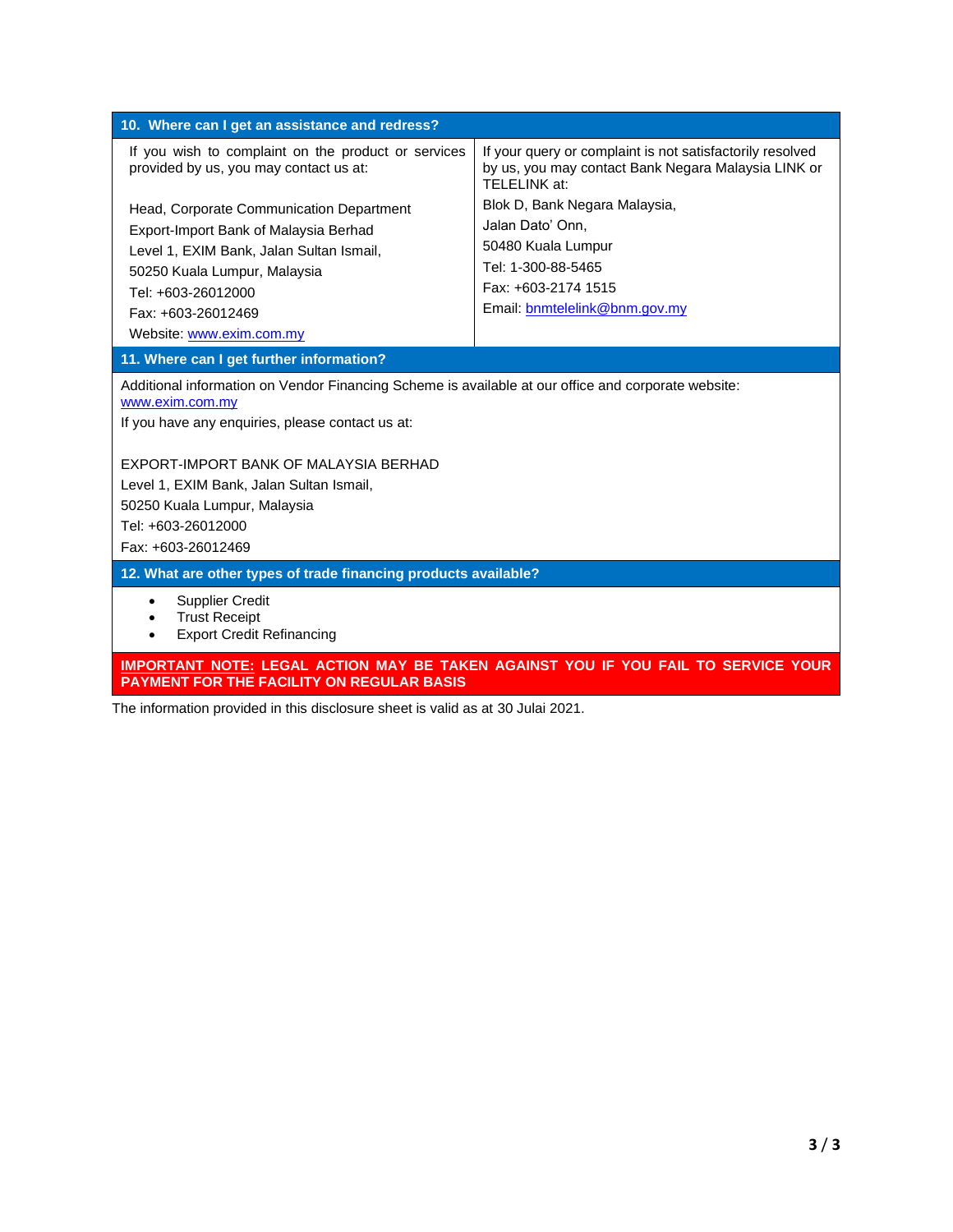## 10. Where can I get an assistance and redress?

| | |
|---|---|
| If you wish to complaint on the product or services provided by us, you may contact us at:<br><br>Head, Corporate Communication Department<br>Export-Import Bank of Malaysia Berhad<br>Level 1, EXIM Bank, Jalan Sultan Ismail,<br>50250 Kuala Lumpur, Malaysia<br>Tel: +603-26012000<br>Fax: +603-26012469<br>Website: www.exim.com.my | If your query or complaint is not satisfactorily resolved by us, you may contact Bank Negara Malaysia LINK or TELELINK at:<br>Blok D, Bank Negara Malaysia,<br>Jalan Dato' Onn,<br>50480 Kuala Lumpur<br>Tel: 1-300-88-5465<br>Fax: +603-2174 1515<br>Email: bnmtelelink@bnm.gov.my |

## 11. Where can I get further information?

Additional information on Vendor Financing Scheme is available at our office and corporate website: www.exim.com.my

If you have any enquiries, please contact us at:

EXPORT-IMPORT BANK OF MALAYSIA BERHAD
Level 1, EXIM Bank, Jalan Sultan Ismail,
50250 Kuala Lumpur, Malaysia
Tel: +603-26012000
Fax: +603-26012469

## 12. What are other types of trade financing products available?

- Supplier Credit
- Trust Receipt
- Export Credit Refinancing

**IMPORTANT NOTE: LEGAL ACTION MAY BE TAKEN AGAINST YOU IF YOU FAIL TO SERVICE YOUR PAYMENT FOR THE FACILITY ON REGULAR BASIS**

The information provided in this disclosure sheet is valid as at 30 Julai 2021.